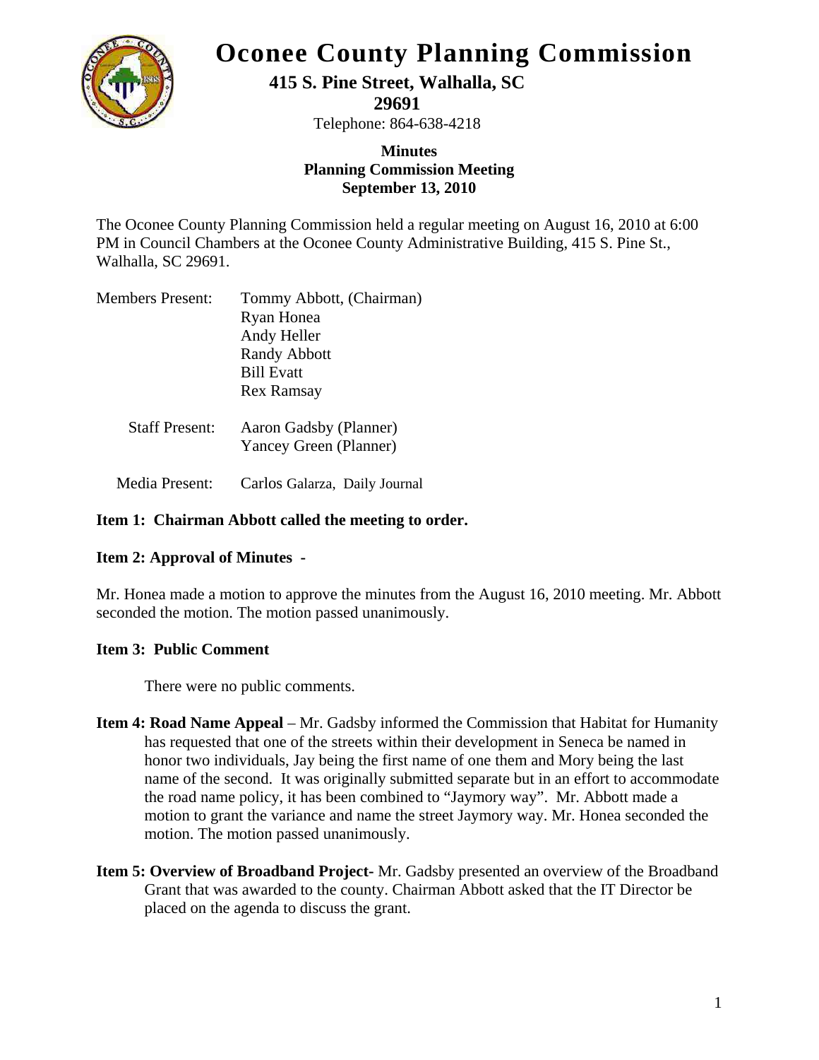# Oconee County Planning Commission

**415 S. Pine Street, Walhalla, SC 29691**

Telephone: 864-638-4218

**Minutes**
**Planning Commission Meeting**
**September 13, 2010**

The Oconee County Planning Commission held a regular meeting on August 16, 2010 at 6:00 PM in Council Chambers at the Oconee County Administrative Building, 415 S. Pine St., Walhalla, SC 29691.

Members Present: Tommy Abbott, (Chairman)
Ryan Honea
Andy Heller
Randy Abbott
Bill Evatt
Rex Ramsay

Staff Present: Aaron Gadsby (Planner)
Yancey Green (Planner)

Media Present: Carlos Galarza, Daily Journal

**Item 1: Chairman Abbott called the meeting to order.**

**Item 2: Approval of Minutes -**

Mr. Honea made a motion to approve the minutes from the August 16, 2010 meeting. Mr. Abbott seconded the motion. The motion passed unanimously.

**Item 3: Public Comment**

There were no public comments.

**Item 4: Road Name Appeal** – Mr. Gadsby informed the Commission that Habitat for Humanity has requested that one of the streets within their development in Seneca be named in honor two individuals, Jay being the first name of one them and Mory being the last name of the second. It was originally submitted separate but in an effort to accommodate the road name policy, it has been combined to "Jaymory way". Mr. Abbott made a motion to grant the variance and name the street Jaymory way. Mr. Honea seconded the motion. The motion passed unanimously.

**Item 5: Overview of Broadband Project**- Mr. Gadsby presented an overview of the Broadband Grant that was awarded to the county. Chairman Abbott asked that the IT Director be placed on the agenda to discuss the grant.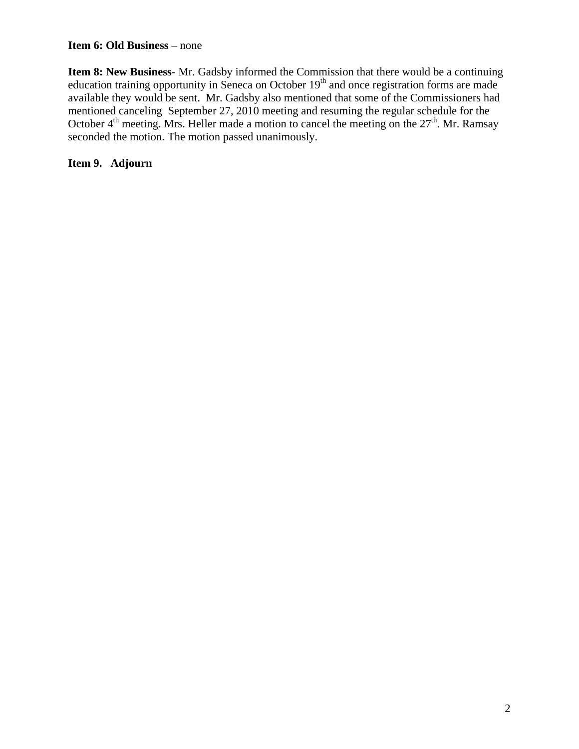**Item 6: Old Business** – none

**Item 8: New Business**- Mr. Gadsby informed the Commission that there would be a continuing education training opportunity in Seneca on October 19th and once registration forms are made available they would be sent. Mr. Gadsby also mentioned that some of the Commissioners had mentioned canceling September 27, 2010 meeting and resuming the regular schedule for the October 4th meeting. Mrs. Heller made a motion to cancel the meeting on the 27th. Mr. Ramsay seconded the motion. The motion passed unanimously.

**Item 9. Adjourn**